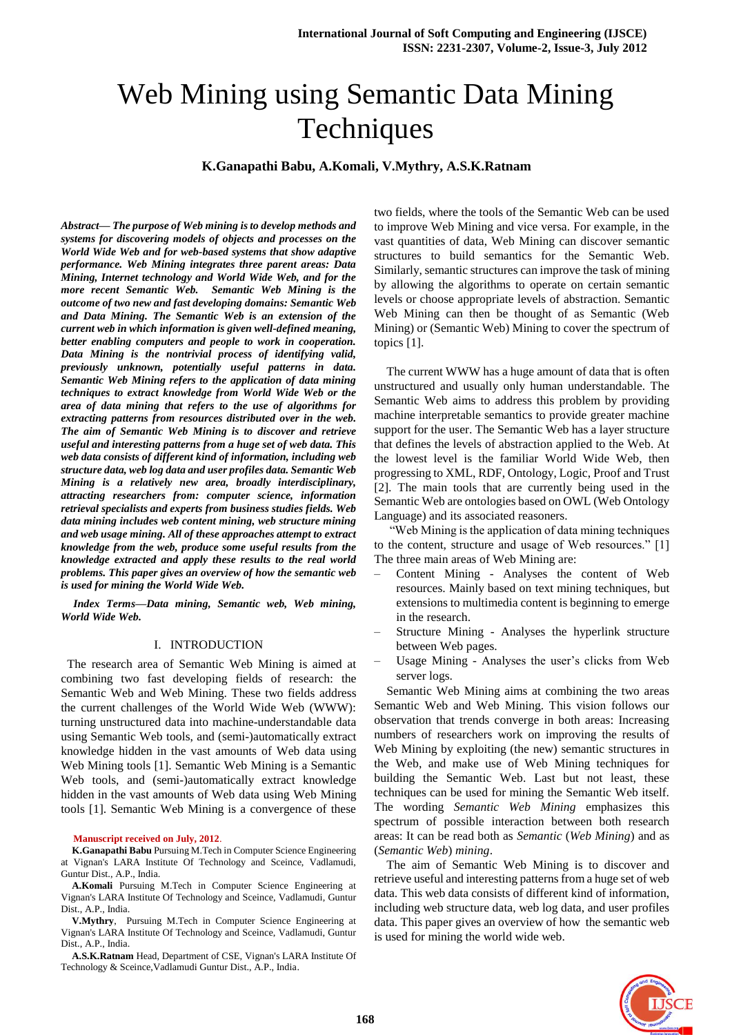# Web Mining using Semantic Data Mining Techniques

**K.Ganapathi Babu, A.Komali, V.Mythry, A.S.K.Ratnam**

***Abstract— The purpose of Web mining is to develop methods and systems for discovering models of objects and processes on the World Wide Web and for web-based systems that show adaptive performance. Web Mining integrates three parent areas: Data Mining, Internet technology and World Wide Web, and for the more recent Semantic Web. Semantic Web Mining is the outcome of two new and fast developing domains: Semantic Web and Data Mining. The Semantic Web is an extension of the current web in which information is given well-defined meaning, better enabling computers and people to work in cooperation. Data Mining is the nontrivial process of identifying valid, previously unknown, potentially useful patterns in data. Semantic Web Mining refers to the application of data mining techniques to extract knowledge from World Wide Web or the area of data mining that refers to the use of algorithms for extracting patterns from resources distributed over in the web. The aim of Semantic Web Mining is to discover and retrieve useful and interesting patterns from a huge set of web data. This web data consists of different kind of information, including web structure data, web log data and user profiles data. Semantic Web Mining is a relatively new area, broadly interdisciplinary, attracting researchers from: computer science, information retrieval specialists and experts from business studies fields. Web data mining includes web content mining, web structure mining and web usage mining. All of these approaches attempt to extract knowledge from the web, produce some useful results from the knowledge extracted and apply these results to the real world problems. This paper gives an overview of how the semantic web is used for mining the World Wide Web.***

***Index Terms—Data mining, Semantic web, Web mining, World Wide Web.***

## I. INTRODUCTION

The research area of Semantic Web Mining is aimed at combining two fast developing fields of research: the Semantic Web and Web Mining. These two fields address the current challenges of the World Wide Web (WWW): turning unstructured data into machine-understandable data using Semantic Web tools, and (semi-)automatically extract knowledge hidden in the vast amounts of Web data using Web Mining tools [1]. Semantic Web Mining is a Semantic Web tools, and (semi-)automatically extract knowledge hidden in the vast amounts of Web data using Web Mining tools [1]. Semantic Web Mining is a convergence of these two fields, where the tools of the Semantic Web can be used to improve Web Mining and vice versa. For example, in the vast quantities of data, Web Mining can discover semantic structures to build semantics for the Semantic Web. Similarly, semantic structures can improve the task of mining by allowing the algorithms to operate on certain semantic levels or choose appropriate levels of abstraction. Semantic Web Mining can then be thought of as Semantic (Web Mining) or (Semantic Web) Mining to cover the spectrum of topics [1].

The current WWW has a huge amount of data that is often unstructured and usually only human understandable. The Semantic Web aims to address this problem by providing machine interpretable semantics to provide greater machine support for the user. The Semantic Web has a layer structure that defines the levels of abstraction applied to the Web. At the lowest level is the familiar World Wide Web, then progressing to XML, RDF, Ontology, Logic, Proof and Trust [2]. The main tools that are currently being used in the Semantic Web are ontologies based on OWL (Web Ontology Language) and its associated reasoners.

"Web Mining is the application of data mining techniques to the content, structure and usage of Web resources." [1] The three main areas of Web Mining are:

– Content Mining - Analyses the content of Web resources. Mainly based on text mining techniques, but extensions to multimedia content is beginning to emerge in the research.
– Structure Mining - Analyses the hyperlink structure between Web pages.
– Usage Mining - Analyses the user's clicks from Web server logs.

Semantic Web Mining aims at combining the two areas Semantic Web and Web Mining. This vision follows our observation that trends converge in both areas: Increasing numbers of researchers work on improving the results of Web Mining by exploiting (the new) semantic structures in the Web, and make use of Web Mining techniques for building the Semantic Web. Last but not least, these techniques can be used for mining the Semantic Web itself. The wording *Semantic Web Mining* emphasizes this spectrum of possible interaction between both research areas: It can be read both as *Semantic* (*Web Mining*) and as (*Semantic Web*) *mining*.

The aim of Semantic Web Mining is to discover and retrieve useful and interesting patterns from a huge set of web data. This web data consists of different kind of information, including web structure data, web log data, and user profiles data. This paper gives an overview of how the semantic web is used for mining the world wide web.

**Manuscript received on July, 2012**.

**K.Ganapathi Babu** Pursuing M.Tech in Computer Science Engineering at Vignan's LARA Institute Of Technology and Sceince, Vadlamudi, Guntur Dist., A.P., India.

**A.Komali** Pursuing M.Tech in Computer Science Engineering at Vignan's LARA Institute Of Technology and Sceince, Vadlamudi, Guntur Dist., A.P., India.

**V.Mythry**, Pursuing M.Tech in Computer Science Engineering at Vignan's LARA Institute Of Technology and Sceince, Vadlamudi, Guntur Dist., A.P., India.

**A.S.K.Ratnam** Head, Department of CSE, Vignan's LARA Institute Of Technology & Sceince,Vadlamudi Guntur Dist., A.P., India.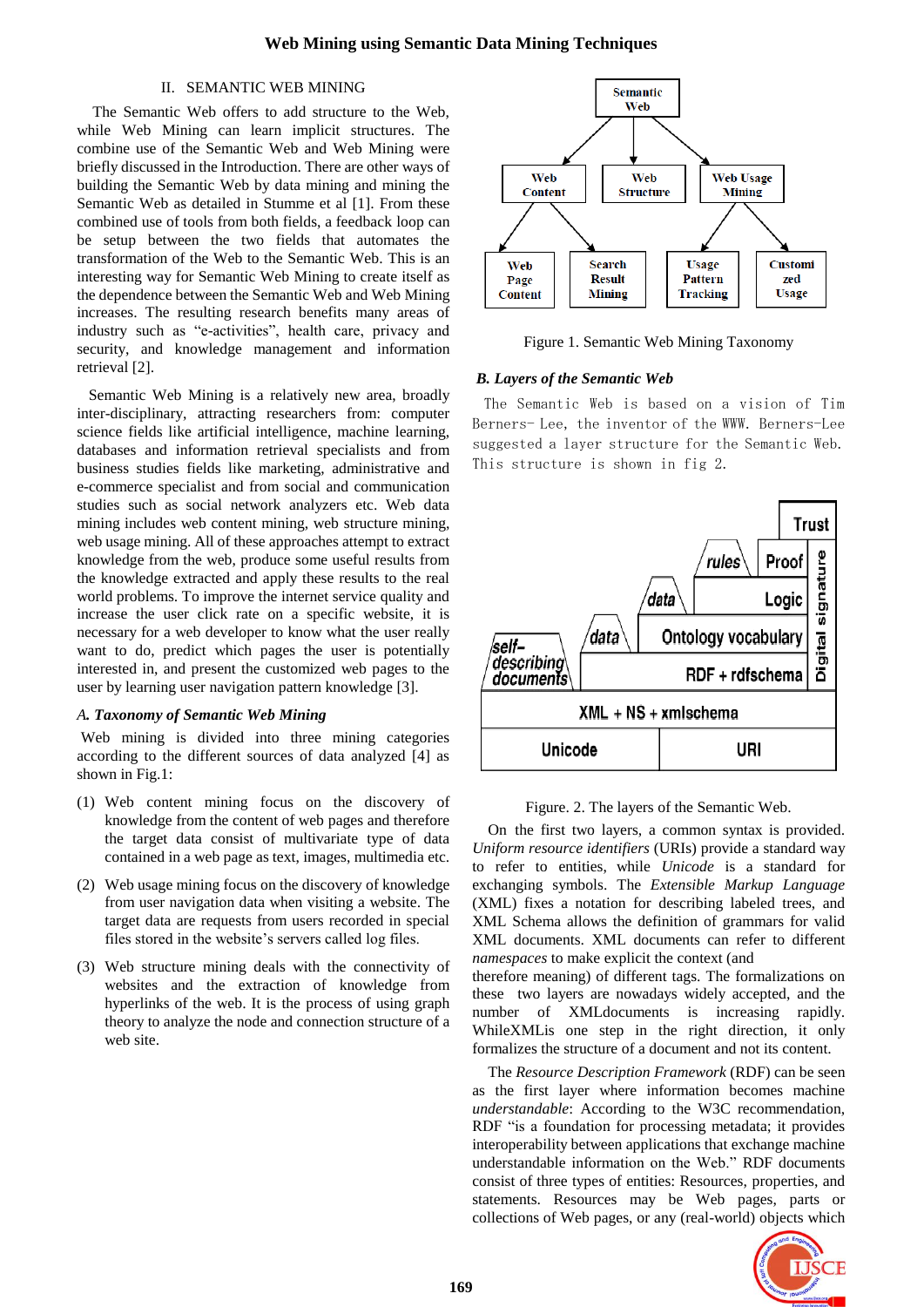## II. SEMANTIC WEB MINING

The Semantic Web offers to add structure to the Web, while Web Mining can learn implicit structures. The combine use of the Semantic Web and Web Mining were briefly discussed in the Introduction. There are other ways of building the Semantic Web by data mining and mining the Semantic Web as detailed in Stumme et al [1]. From these combined use of tools from both fields, a feedback loop can be setup between the two fields that automates the transformation of the Web to the Semantic Web. This is an interesting way for Semantic Web Mining to create itself as the dependence between the Semantic Web and Web Mining increases. The resulting research benefits many areas of industry such as "e-activities", health care, privacy and security, and knowledge management and information retrieval [2].

Semantic Web Mining is a relatively new area, broadly inter-disciplinary, attracting researchers from: computer science fields like artificial intelligence, machine learning, databases and information retrieval specialists and from business studies fields like marketing, administrative and e-commerce specialist and from social and communication studies such as social network analyzers etc. Web data mining includes web content mining, web structure mining, web usage mining. All of these approaches attempt to extract knowledge from the web, produce some useful results from the knowledge extracted and apply these results to the real world problems. To improve the internet service quality and increase the user click rate on a specific website, it is necessary for a web developer to know what the user really want to do, predict which pages the user is potentially interested in, and present the customized web pages to the user by learning user navigation pattern knowledge [3].

### *A. Taxonomy of Semantic Web Mining*

Web mining is divided into three mining categories according to the different sources of data analyzed [4] as shown in Fig.1:

(1) Web content mining focus on the discovery of knowledge from the content of web pages and therefore the target data consist of multivariate type of data contained in a web page as text, images, multimedia etc.

(2) Web usage mining focus on the discovery of knowledge from user navigation data when visiting a website. The target data are requests from users recorded in special files stored in the website's servers called log files.

(3) Web structure mining deals with the connectivity of websites and the extraction of knowledge from hyperlinks of the web. It is the process of using graph theory to analyze the node and connection structure of a web site.

Figure 1. Semantic Web Mining Taxonomy

### *B. Layers of the Semantic Web*

The Semantic Web is based on a vision of Tim Berners- Lee, the inventor of the WWW. Berners-Lee suggested a layer structure for the Semantic Web. This structure is shown in fig 2.

Figure. 2. The layers of the Semantic Web.

On the first two layers, a common syntax is provided. *Uniform resource identifiers* (URIs) provide a standard way to refer to entities, while *Unicode* is a standard for exchanging symbols. The *Extensible Markup Language* (XML) fixes a notation for describing labeled trees, and XML Schema allows the definition of grammars for valid XML documents. XML documents can refer to different *namespaces* to make explicit the context (and therefore meaning) of different tags. The formalizations on these two layers are nowadays widely accepted, and the number of XMLdocuments is increasing rapidly. WhileXMLis one step in the right direction, it only formalizes the structure of a document and not its content.

The *Resource Description Framework* (RDF) can be seen as the first layer where information becomes machine *understandable*: According to the W3C recommendation, RDF "is a foundation for processing metadata; it provides interoperability between applications that exchange machine understandable information on the Web." RDF documents consist of three types of entities: Resources, properties, and statements. Resources may be Web pages, parts or collections of Web pages, or any (real-world) objects which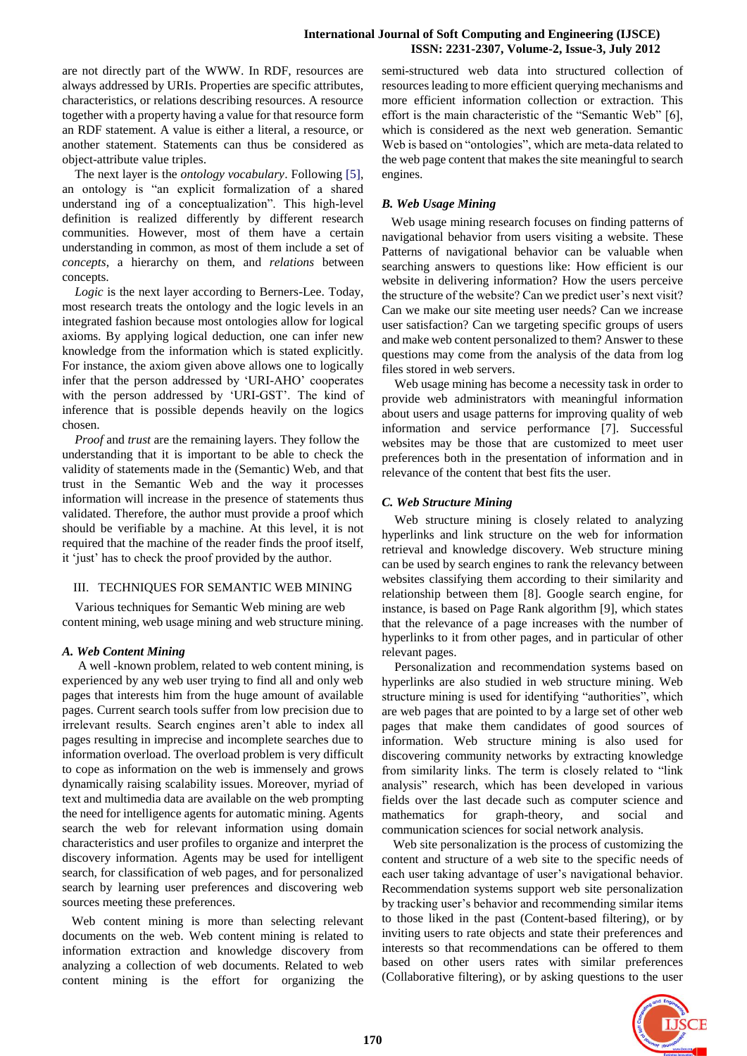are not directly part of the WWW. In RDF, resources are always addressed by URIs. Properties are specific attributes, characteristics, or relations describing resources. A resource together with a property having a value for that resource form an RDF statement. A value is either a literal, a resource, or another statement. Statements can thus be considered as object-attribute value triples.

The next layer is the *ontology vocabulary*. Following [5], an ontology is "an explicit formalization of a shared understand ing of a conceptualization". This high-level definition is realized differently by different research communities. However, most of them have a certain understanding in common, as most of them include a set of *concepts*, a hierarchy on them, and *relations* between concepts.

*Logic* is the next layer according to Berners-Lee. Today, most research treats the ontology and the logic levels in an integrated fashion because most ontologies allow for logical axioms. By applying logical deduction, one can infer new knowledge from the information which is stated explicitly. For instance, the axiom given above allows one to logically infer that the person addressed by 'URI-AHO' cooperates with the person addressed by 'URI-GST'. The kind of inference that is possible depends heavily on the logics chosen.

*Proof* and *trust* are the remaining layers. They follow the understanding that it is important to be able to check the validity of statements made in the (Semantic) Web, and that trust in the Semantic Web and the way it processes information will increase in the presence of statements thus validated. Therefore, the author must provide a proof which should be verifiable by a machine. At this level, it is not required that the machine of the reader finds the proof itself, it 'just' has to check the proof provided by the author.

## III. TECHNIQUES FOR SEMANTIC WEB MINING

Various techniques for Semantic Web mining are web content mining, web usage mining and web structure mining.

### *A. Web Content Mining*

A well -known problem, related to web content mining, is experienced by any web user trying to find all and only web pages that interests him from the huge amount of available pages. Current search tools suffer from low precision due to irrelevant results. Search engines aren't able to index all pages resulting in imprecise and incomplete searches due to information overload. The overload problem is very difficult to cope as information on the web is immensely and grows dynamically raising scalability issues. Moreover, myriad of text and multimedia data are available on the web prompting the need for intelligence agents for automatic mining. Agents search the web for relevant information using domain characteristics and user profiles to organize and interpret the discovery information. Agents may be used for intelligent search, for classification of web pages, and for personalized search by learning user preferences and discovering web sources meeting these preferences.

Web content mining is more than selecting relevant documents on the web. Web content mining is related to information extraction and knowledge discovery from analyzing a collection of web documents. Related to web content mining is the effort for organizing the semi-structured web data into structured collection of resources leading to more efficient querying mechanisms and more efficient information collection or extraction. This effort is the main characteristic of the "Semantic Web" [6], which is considered as the next web generation. Semantic Web is based on "ontologies", which are meta-data related to the web page content that makes the site meaningful to search engines.

### *B. Web Usage Mining*

Web usage mining research focuses on finding patterns of navigational behavior from users visiting a website. These Patterns of navigational behavior can be valuable when searching answers to questions like: How efficient is our website in delivering information? How the users perceive the structure of the website? Can we predict user's next visit? Can we make our site meeting user needs? Can we increase user satisfaction? Can we targeting specific groups of users and make web content personalized to them? Answer to these questions may come from the analysis of the data from log files stored in web servers.

Web usage mining has become a necessity task in order to provide web administrators with meaningful information about users and usage patterns for improving quality of web information and service performance [7]. Successful websites may be those that are customized to meet user preferences both in the presentation of information and in relevance of the content that best fits the user.

### *C. Web Structure Mining*

Web structure mining is closely related to analyzing hyperlinks and link structure on the web for information retrieval and knowledge discovery. Web structure mining can be used by search engines to rank the relevancy between websites classifying them according to their similarity and relationship between them [8]. Google search engine, for instance, is based on Page Rank algorithm [9], which states that the relevance of a page increases with the number of hyperlinks to it from other pages, and in particular of other relevant pages.

Personalization and recommendation systems based on hyperlinks are also studied in web structure mining. Web structure mining is used for identifying "authorities", which are web pages that are pointed to by a large set of other web pages that make them candidates of good sources of information. Web structure mining is also used for discovering community networks by extracting knowledge from similarity links. The term is closely related to "link analysis" research, which has been developed in various fields over the last decade such as computer science and mathematics for graph-theory, and social and communication sciences for social network analysis.

Web site personalization is the process of customizing the content and structure of a web site to the specific needs of each user taking advantage of user's navigational behavior. Recommendation systems support web site personalization by tracking user's behavior and recommending similar items to those liked in the past (Content-based filtering), or by inviting users to rate objects and state their preferences and interests so that recommendations can be offered to them based on other users rates with similar preferences (Collaborative filtering), or by asking questions to the user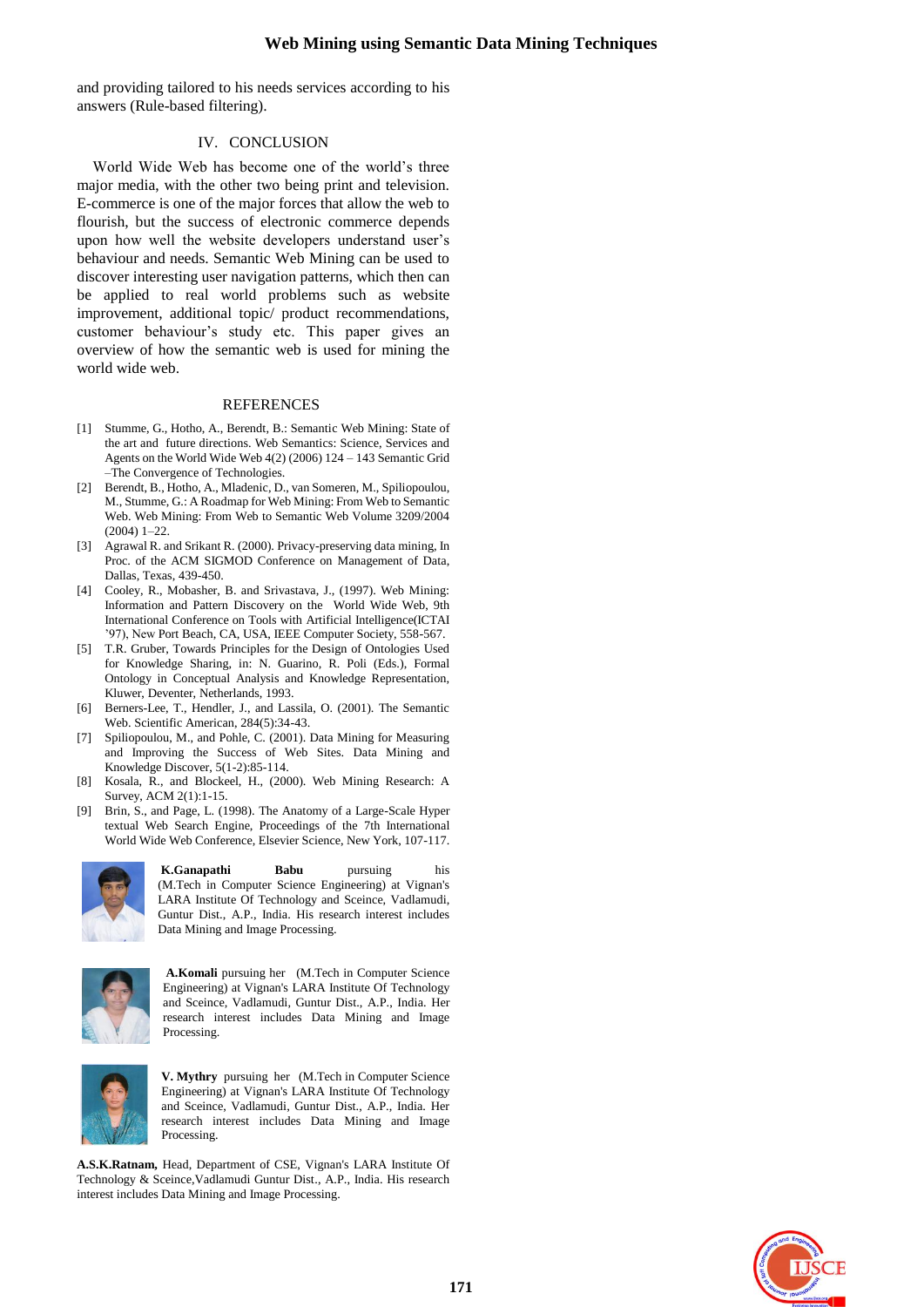and providing tailored to his needs services according to his answers (Rule-based filtering).

## IV. CONCLUSION

World Wide Web has become one of the world's three major media, with the other two being print and television. E-commerce is one of the major forces that allow the web to flourish, but the success of electronic commerce depends upon how well the website developers understand user's behaviour and needs. Semantic Web Mining can be used to discover interesting user navigation patterns, which then can be applied to real world problems such as website improvement, additional topic/ product recommendations, customer behaviour's study etc. This paper gives an overview of how the semantic web is used for mining the world wide web.

## REFERENCES

[1] Stumme, G., Hotho, A., Berendt, B.: Semantic Web Mining: State of the art and future directions. Web Semantics: Science, Services and Agents on the World Wide Web 4(2) (2006) 124 – 143 Semantic Grid –The Convergence of Technologies.

[2] Berendt, B., Hotho, A., Mladenic, D., van Someren, M., Spiliopoulou, M., Stumme, G.: A Roadmap for Web Mining: From Web to Semantic Web. Web Mining: From Web to Semantic Web Volume 3209/2004 (2004) 1–22.

[3] Agrawal R. and Srikant R. (2000). Privacy-preserving data mining, In Proc. of the ACM SIGMOD Conference on Management of Data, Dallas, Texas, 439-450.

[4] Cooley, R., Mobasher, B. and Srivastava, J., (1997). Web Mining: Information and Pattern Discovery on the World Wide Web, 9th International Conference on Tools with Artificial Intelligence(ICTAI '97), New Port Beach, CA, USA, IEEE Computer Society, 558-567.

[5] T.R. Gruber, Towards Principles for the Design of Ontologies Used for Knowledge Sharing, in: N. Guarino, R. Poli (Eds.), Formal Ontology in Conceptual Analysis and Knowledge Representation, Kluwer, Deventer, Netherlands, 1993.

[6] Berners-Lee, T., Hendler, J., and Lassila, O. (2001). The Semantic Web. Scientific American, 284(5):34-43.

[7] Spiliopoulou, M., and Pohle, C. (2001). Data Mining for Measuring and Improving the Success of Web Sites. Data Mining and Knowledge Discover, 5(1-2):85-114.

[8] Kosala, R., and Blockeel, H., (2000). Web Mining Research: A Survey, ACM 2(1):1-15.

[9] Brin, S., and Page, L. (1998). The Anatomy of a Large-Scale Hyper textual Web Search Engine, Proceedings of the 7th International World Wide Web Conference, Elsevier Science, New York, 107-117.

**K.Ganapathi Babu** pursuing his (M.Tech in Computer Science Engineering) at Vignan's LARA Institute Of Technology and Sceince, Vadlamudi, Guntur Dist., A.P., India. His research interest includes Data Mining and Image Processing.

**A.Komali** pursuing her (M.Tech in Computer Science Engineering) at Vignan's LARA Institute Of Technology and Sceince, Vadlamudi, Guntur Dist., A.P., India. Her research interest includes Data Mining and Image Processing.

**V. Mythry** pursuing her (M.Tech in Computer Science Engineering) at Vignan's LARA Institute Of Technology and Sceince, Vadlamudi, Guntur Dist., A.P., India. Her research interest includes Data Mining and Image Processing.

**A.S.K.Ratnam,** Head, Department of CSE, Vignan's LARA Institute Of Technology & Sceince,Vadlamudi Guntur Dist., A.P., India. His research interest includes Data Mining and Image Processing.